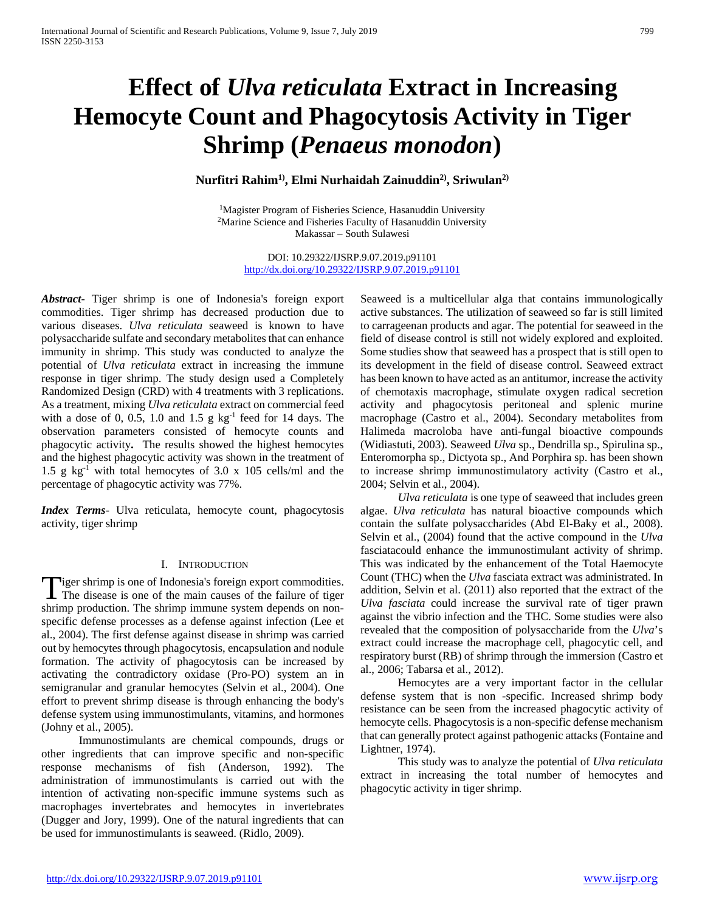# Effect of *Ulva reticulata* Extract in Increasing Hemocyte Count and Phagocytosis Activity in Tiger Shrimp (*Penaeus monodon*)

**Nurfitri Rahim[1], Elmi Nurhaidah Zainuddin[2], Sriwulan[2]**

[1]Magister Program of Fisheries Science, Hasanuddin University
[2]Marine Science and Fisheries Faculty of Hasanuddin University
Makassar – South Sulawesi

DOI: 10.29322/IJSRP.9.07.2019.p91101
http://dx.doi.org/10.29322/IJSRP.9.07.2019.p91101

***Abstract*-** Tiger shrimp is one of Indonesia's foreign export commodities. Tiger shrimp has decreased production due to various diseases. *Ulva reticulata* seaweed is known to have polysaccharide sulfate and secondary metabolites that can enhance immunity in shrimp. This study was conducted to analyze the potential of *Ulva reticulata* extract in increasing the immune response in tiger shrimp. The study design used a Completely Randomized Design (CRD) with 4 treatments with 3 replications. As a treatment, mixing *Ulva reticulata* extract on commercial feed with a dose of 0, 0.5, 1.0 and 1.5 g $kg^{-1}$ feed for 14 days. The observation parameters consisted of hemocyte counts and phagocytic activity**.** The results showed the highest hemocytes and the highest phagocytic activity was shown in the treatment of 1.5 g $kg^{-1}$ with total hemocytes of 3.0 x 105 cells/ml and the percentage of phagocytic activity was 77%.

***Index Terms*-** Ulva reticulata, hemocyte count, phagocytosis activity, tiger shrimp

## I. Introduction

Tiger shrimp is one of Indonesia's foreign export commodities. The disease is one of the main causes of the failure of tiger shrimp production. The shrimp immune system depends on non-specific defense processes as a defense against infection (Lee et al., 2004). The first defense against disease in shrimp was carried out by hemocytes through phagocytosis, encapsulation and nodule formation. The activity of phagocytosis can be increased by activating the contradictory oxidase (Pro-PO) system an in semigranular and granular hemocytes (Selvin et al., 2004). One effort to prevent shrimp disease is through enhancing the body's defense system using immunostimulants, vitamins, and hormones (Johny et al., 2005).

Immunostimulants are chemical compounds, drugs or other ingredients that can improve specific and non-specific response mechanisms of fish (Anderson, 1992). The administration of immunostimulants is carried out with the intention of activating non-specific immune systems such as macrophages invertebrates and hemocytes in invertebrates (Dugger and Jory, 1999). One of the natural ingredients that can be used for immunostimulants is seaweed. (Ridlo, 2009).

Seaweed is a multicellular alga that contains immunologically active substances. The utilization of seaweed so far is still limited to carrageenan products and agar. The potential for seaweed in the field of disease control is still not widely explored and exploited. Some studies show that seaweed has a prospect that is still open to its development in the field of disease control. Seaweed extract has been known to have acted as an antitumor, increase the activity of chemotaxis macrophage, stimulate oxygen radical secretion activity and phagocytosis peritoneal and splenic murine macrophage (Castro et al., 2004). Secondary metabolites from Halimeda macroloba have anti-fungal bioactive compounds (Widiastuti, 2003). Seaweed *Ulva* sp., Dendrilla sp., Spirulina sp., Enteromorpha sp., Dictyota sp., And Porphira sp. has been shown to increase shrimp immunostimulatory activity (Castro et al., 2004; Selvin et al., 2004).

*Ulva reticulata* is one type of seaweed that includes green algae. *Ulva reticulata* has natural bioactive compounds which contain the sulfate polysaccharides (Abd El-Baky et al., 2008). Selvin et al., (2004) found that the active compound in the *Ulva* fasciatacould enhance the immunostimulant activity of shrimp. This was indicated by the enhancement of the Total Haemocyte Count (THC) when the *Ulva* fasciata extract was administrated. In addition, Selvin et al. (2011) also reported that the extract of the *Ulva fasciata* could increase the survival rate of tiger prawn against the vibrio infection and the THC. Some studies were also revealed that the composition of polysaccharide from the *Ulva*'s extract could increase the macrophage cell, phagocytic cell, and respiratory burst (RB) of shrimp through the immersion (Castro et al., 2006; Tabarsa et al., 2012).

Hemocytes are a very important factor in the cellular defense system that is non -specific. Increased shrimp body resistance can be seen from the increased phagocytic activity of hemocyte cells. Phagocytosis is a non-specific defense mechanism that can generally protect against pathogenic attacks (Fontaine and Lightner, 1974).

This study was to analyze the potential of *Ulva reticulata* extract in increasing the total number of hemocytes and phagocytic activity in tiger shrimp.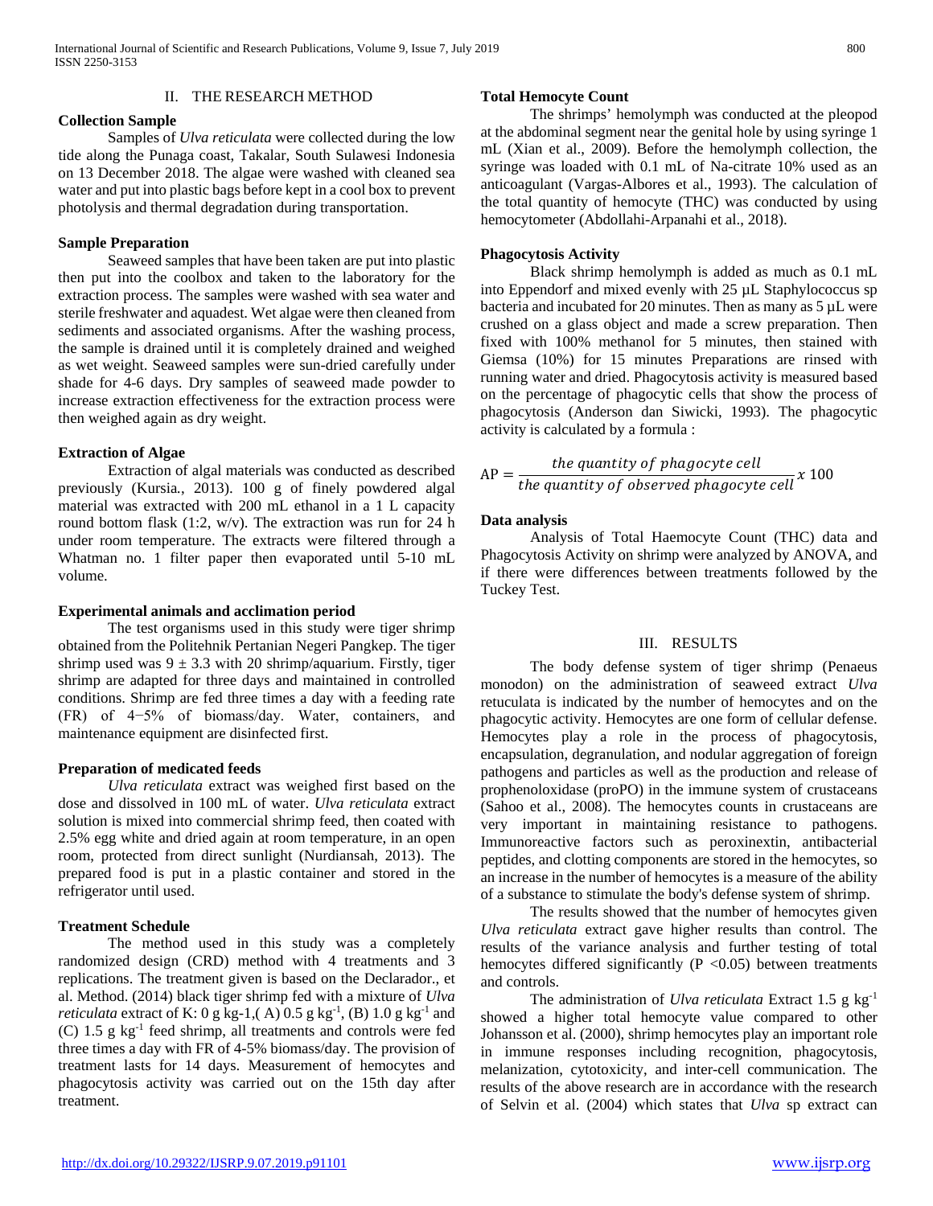## II. THE RESEARCH METHOD

### Collection Sample

Samples of *Ulva reticulata* were collected during the low tide along the Punaga coast, Takalar, South Sulawesi Indonesia on 13 December 2018. The algae were washed with cleaned sea water and put into plastic bags before kept in a cool box to prevent photolysis and thermal degradation during transportation.

### Sample Preparation

Seaweed samples that have been taken are put into plastic then put into the coolbox and taken to the laboratory for the extraction process. The samples were washed with sea water and sterile freshwater and aquadest. Wet algae were then cleaned from sediments and associated organisms. After the washing process, the sample is drained until it is completely drained and weighed as wet weight. Seaweed samples were sun-dried carefully under shade for 4-6 days. Dry samples of seaweed made powder to increase extraction effectiveness for the extraction process were then weighed again as dry weight.

### Extraction of Algae

Extraction of algal materials was conducted as described previously (Kursia., 2013). 100 g of finely powdered algal material was extracted with 200 mL ethanol in a 1 L capacity round bottom flask (1:2, w/v). The extraction was run for 24 h under room temperature. The extracts were filtered through a Whatman no. 1 filter paper then evaporated until 5-10 mL volume.

### Experimental animals and acclimation period

The test organisms used in this study were tiger shrimp obtained from the Politehnik Pertanian Negeri Pangkep. The tiger shrimp used was $9 \pm 3.3$ with 20 shrimp/aquarium. Firstly, tiger shrimp are adapted for three days and maintained in controlled conditions. Shrimp are fed three times a day with a feeding rate (FR) of 4−5% of biomass/day. Water, containers, and maintenance equipment are disinfected first.

### Preparation of medicated feeds

*Ulva reticulata* extract was weighed first based on the dose and dissolved in 100 mL of water. *Ulva reticulata* extract solution is mixed into commercial shrimp feed, then coated with 2.5% egg white and dried again at room temperature, in an open room, protected from direct sunlight (Nurdiansah, 2013). The prepared food is put in a plastic container and stored in the refrigerator until used.

### Treatment Schedule

The method used in this study was a completely randomized design (CRD) method with 4 treatments and 3 replications. The treatment given is based on the Declarador., et al. Method. (2014) black tiger shrimp fed with a mixture of *Ulva reticulata* extract of K: 0 g kg-1,( A) 0.5 g $kg^{-1}$, (B) 1.0 g $kg^{-1}$ and (C) 1.5 g $kg^{-1}$ feed shrimp, all treatments and controls were fed three times a day with FR of 4-5% biomass/day. The provision of treatment lasts for 14 days. Measurement of hemocytes and phagocytosis activity was carried out on the 15th day after treatment.

### Total Hemocyte Count

The shrimps' hemolymph was conducted at the pleopod at the abdominal segment near the genital hole by using syringe 1 mL (Xian et al., 2009). Before the hemolymph collection, the syringe was loaded with 0.1 mL of Na-citrate 10% used as an anticoagulant (Vargas-Albores et al., 1993). The calculation of the total quantity of hemocyte (THC) was conducted by using hemocytometer (Abdollahi-Arpanahi et al., 2018).

### Phagocytosis Activity

Black shrimp hemolymph is added as much as 0.1 mL into Eppendorf and mixed evenly with 25 µL Staphylococcus sp bacteria and incubated for 20 minutes. Then as many as 5 µL were crushed on a glass object and made a screw preparation. Then fixed with 100% methanol for 5 minutes, then stained with Giemsa (10%) for 15 minutes Preparations are rinsed with running water and dried. Phagocytosis activity is measured based on the percentage of phagocytic cells that show the process of phagocytosis (Anderson dan Siwicki, 1993). The phagocytic activity is calculated by a formula :

$$AP = \frac{the\ quantity\ of\ phagocyte\ cell}{the\ quantity\ of\ observed\ phagocyte\ cell} x\ 100$$

### Data analysis

Analysis of Total Haemocyte Count (THC) data and Phagocytosis Activity on shrimp were analyzed by ANOVA, and if there were differences between treatments followed by the Tuckey Test.

## III. RESULTS

The body defense system of tiger shrimp (Penaeus monodon) on the administration of seaweed extract *Ulva* retuculata is indicated by the number of hemocytes and on the phagocytic activity. Hemocytes are one form of cellular defense. Hemocytes play a role in the process of phagocytosis, encapsulation, degranulation, and nodular aggregation of foreign pathogens and particles as well as the production and release of prophenoloxidase (proPO) in the immune system of crustaceans (Sahoo et al., 2008). The hemocytes counts in crustaceans are very important in maintaining resistance to pathogens. Immunoreactive factors such as peroxinextin, antibacterial peptides, and clotting components are stored in the hemocytes, so an increase in the number of hemocytes is a measure of the ability of a substance to stimulate the body's defense system of shrimp.

The results showed that the number of hemocytes given *Ulva reticulata* extract gave higher results than control. The results of the variance analysis and further testing of total hemocytes differed significantly ($P < 0.05$) between treatments and controls.

The administration of *Ulva reticulata* Extract 1.5 g $kg^{-1}$ showed a higher total hemocyte value compared to other Johansson et al. (2000), shrimp hemocytes play an important role in immune responses including recognition, phagocytosis, melanization, cytotoxicity, and inter-cell communication. The results of the above research are in accordance with the research of Selvin et al. (2004) which states that *Ulva* sp extract can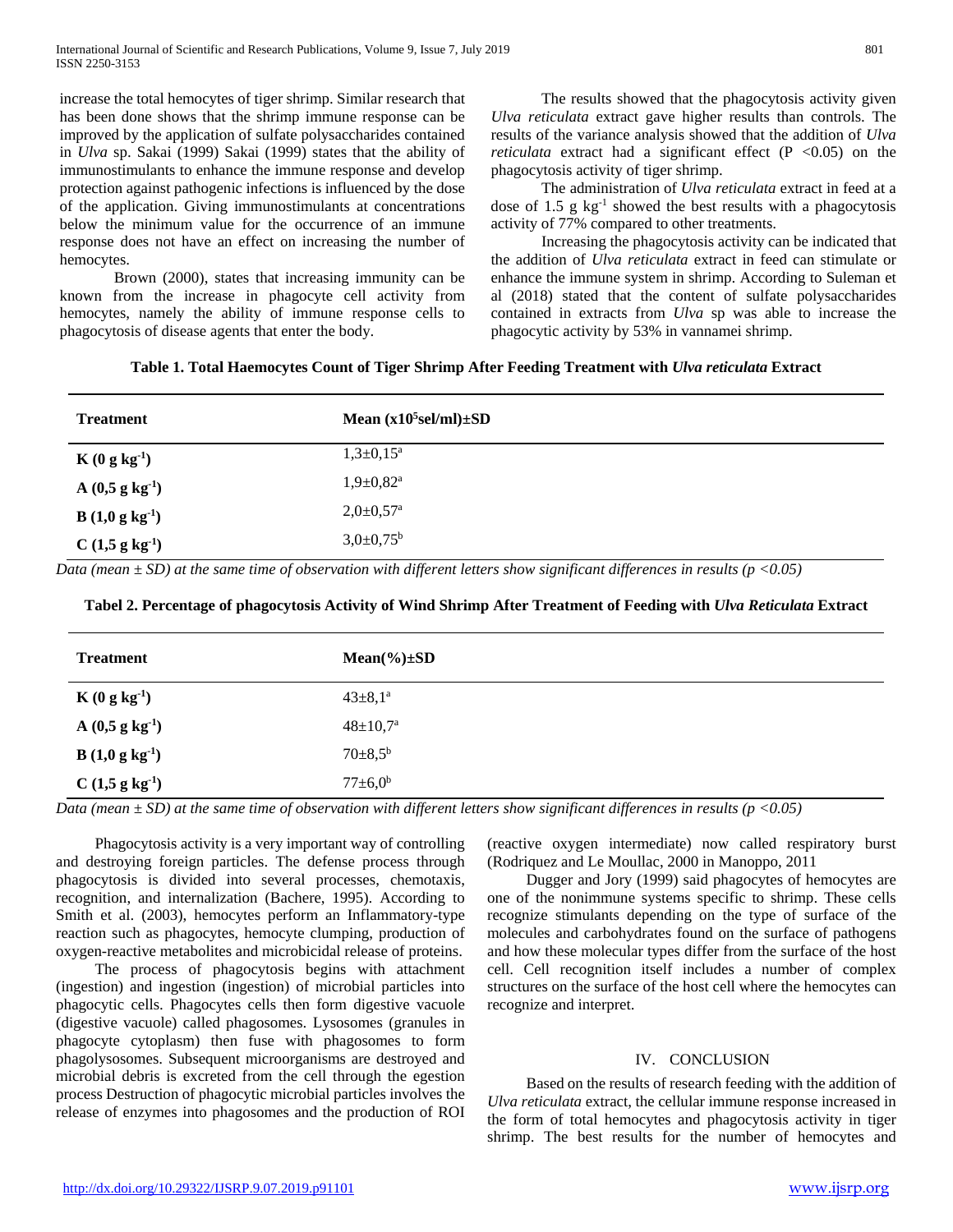increase the total hemocytes of tiger shrimp. Similar research that has been done shows that the shrimp immune response can be improved by the application of sulfate polysaccharides contained in *Ulva* sp. Sakai (1999) Sakai (1999) states that the ability of immunostimulants to enhance the immune response and develop protection against pathogenic infections is influenced by the dose of the application. Giving immunostimulants at concentrations below the minimum value for the occurrence of an immune response does not have an effect on increasing the number of hemocytes.

Brown (2000), states that increasing immunity can be known from the increase in phagocyte cell activity from hemocytes, namely the ability of immune response cells to phagocytosis of disease agents that enter the body.

The results showed that the phagocytosis activity given *Ulva reticulata* extract gave higher results than controls. The results of the variance analysis showed that the addition of *Ulva reticulata* extract had a significant effect ($P < 0.05$) on the phagocytosis activity of tiger shrimp.

The administration of *Ulva reticulata* extract in feed at a dose of 1.5 g $kg^{-1}$ showed the best results with a phagocytosis activity of 77% compared to other treatments.

Increasing the phagocytosis activity can be indicated that the addition of *Ulva reticulata* extract in feed can stimulate or enhance the immune system in shrimp. According to Suleman et al (2018) stated that the content of sulfate polysaccharides contained in extracts from *Ulva* sp was able to increase the phagocytic activity by 53% in vannamei shrimp.

**Table 1. Total Haemocytes Count of Tiger Shrimp After Feeding Treatment with *Ulva reticulata* Extract**

| Treatment | Mean ($x10^5$sel/ml)±SD |
|---|---|
| **K (0 g $kg^{-1}$)** | $1{,}3\pm0{,}15^a$ |
| **A (0,5 g $kg^{-1}$)** | $1{,}9\pm0{,}82^a$ |
| **B (1,0 g $kg^{-1}$)** | $2{,}0\pm0{,}57^a$ |
| **C (1,5 g $kg^{-1}$)** | $3{,}0\pm0{,}75^b$ |

*Data (mean ± SD) at the same time of observation with different letters show significant differences in results ($p < 0.05$)*

**Tabel 2. Percentage of phagocytosis Activity of Wind Shrimp After Treatment of Feeding with *Ulva Reticulata* Extract**

| Treatment | Mean(%)±SD |
|---|---|
| **K (0 g $kg^{-1}$)** | $43\pm8{,}1^a$ |
| **A (0,5 g $kg^{-1}$)** | $48\pm10{,}7^a$ |
| **B (1,0 g $kg^{-1}$)** | $70\pm8{,}5^b$ |
| **C (1,5 g $kg^{-1}$)** | $77\pm6{,}0^b$ |

*Data (mean ± SD) at the same time of observation with different letters show significant differences in results ($p < 0.05$)*

Phagocytosis activity is a very important way of controlling and destroying foreign particles. The defense process through phagocytosis is divided into several processes, chemotaxis, recognition, and internalization (Bachere, 1995). According to Smith et al. (2003), hemocytes perform an Inflammatory-type reaction such as phagocytes, hemocyte clumping, production of oxygen-reactive metabolites and microbicidal release of proteins.

The process of phagocytosis begins with attachment (ingestion) and ingestion (ingestion) of microbial particles into phagocytic cells. Phagocytes cells then form digestive vacuole (digestive vacuole) called phagosomes. Lysosomes (granules in phagocyte cytoplasm) then fuse with phagosomes to form phagolysosomes. Subsequent microorganisms are destroyed and microbial debris is excreted from the cell through the egestion process Destruction of phagocytic microbial particles involves the release of enzymes into phagosomes and the production of ROI (reactive oxygen intermediate) now called respiratory burst (Rodriquez and Le Moullac, 2000 in Manoppo, 2011

Dugger and Jory (1999) said phagocytes of hemocytes are one of the nonimmune systems specific to shrimp. These cells recognize stimulants depending on the type of surface of the molecules and carbohydrates found on the surface of pathogens and how these molecular types differ from the surface of the host cell. Cell recognition itself includes a number of complex structures on the surface of the host cell where the hemocytes can recognize and interpret.

## IV. CONCLUSION

Based on the results of research feeding with the addition of *Ulva reticulata* extract, the cellular immune response increased in the form of total hemocytes and phagocytosis activity in tiger shrimp. The best results for the number of hemocytes and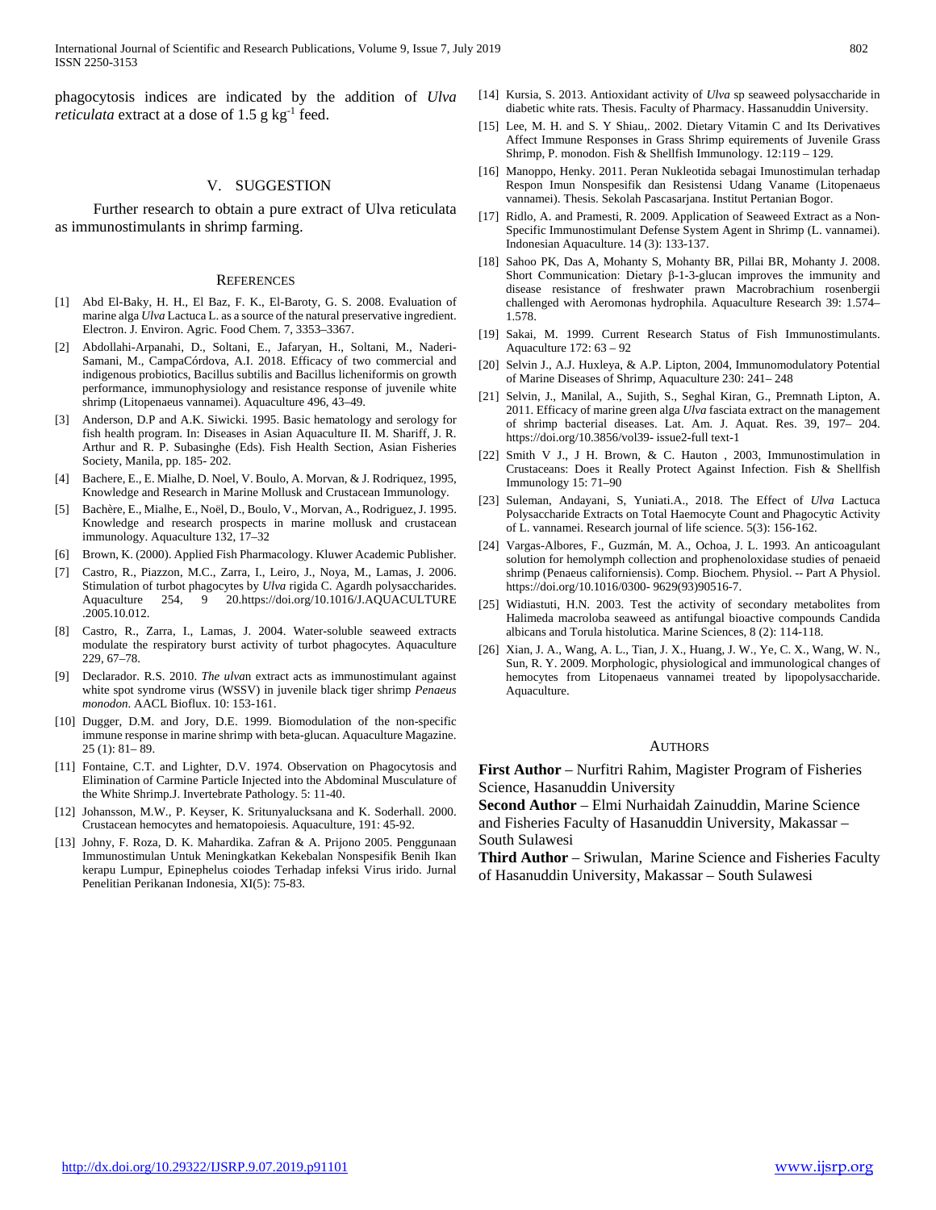phagocytosis indices are indicated by the addition of *Ulva reticulata* extract at a dose of 1.5 g kg$^{-1}$ feed.

## V. SUGGESTION

Further research to obtain a pure extract of Ulva reticulata as immunostimulants in shrimp farming.

## REFERENCES

[1] Abd El-Baky, H. H., El Baz, F. K., El-Baroty, G. S. 2008. Evaluation of marine alga *Ulva* Lactuca L. as a source of the natural preservative ingredient. Electron. J. Environ. Agric. Food Chem. 7, 3353–3367.

[2] Abdollahi-Arpanahi, D., Soltani, E., Jafaryan, H., Soltani, M., Naderi-Samani, M., CampaCórdova, A.I. 2018. Efficacy of two commercial and indigenous probiotics, Bacillus subtilis and Bacillus licheniformis on growth performance, immunophysiology and resistance response of juvenile white shrimp (Litopenaeus vannamei). Aquaculture 496, 43–49.

[3] Anderson, D.P and A.K. Siwicki. 1995. Basic hematology and serology for fish health program. In: Diseases in Asian Aquaculture II. M. Shariff, J. R. Arthur and R. P. Subasinghe (Eds). Fish Health Section, Asian Fisheries Society, Manila, pp. 185- 202.

[4] Bachere, E., E. Mialhe, D. Noel, V. Boulo, A. Morvan, & J. Rodriquez, 1995, Knowledge and Research in Marine Mollusk and Crustacean Immunology.

[5] Bachère, E., Mialhe, E., Noël, D., Boulo, V., Morvan, A., Rodriguez, J. 1995. Knowledge and research prospects in marine mollusk and crustacean immunology. Aquaculture 132, 17–32

[6] Brown, K. (2000). Applied Fish Pharmacology. Kluwer Academic Publisher.

[7] Castro, R., Piazzon, M.C., Zarra, I., Leiro, J., Noya, M., Lamas, J. 2006. Stimulation of turbot phagocytes by *Ulva* rigida C. Agardh polysaccharides. Aquaculture 254, 9 20.https://doi.org/10.1016/J.AQUACULTURE .2005.10.012.

[8] Castro, R., Zarra, I., Lamas, J. 2004. Water-soluble seaweed extracts modulate the respiratory burst activity of turbot phagocytes. Aquaculture 229, 67–78.

[9] Declarador. R.S. 2010. *The ulva*n extract acts as immunostimulant against white spot syndrome virus (WSSV) in juvenile black tiger shrimp *Penaeus monodon*. AACL Bioflux. 10: 153-161.

[10] Dugger, D.M. and Jory, D.E. 1999. Biomodulation of the non-specific immune response in marine shrimp with beta-glucan. Aquaculture Magazine. 25 (1): 81– 89.

[11] Fontaine, C.T. and Lighter, D.V. 1974. Observation on Phagocytosis and Elimination of Carmine Particle Injected into the Abdominal Musculature of the White Shrimp.J. Invertebrate Pathology. 5: 11-40.

[12] Johansson, M.W., P. Keyser, K. Sritunyalucksana and K. Soderhall. 2000. Crustacean hemocytes and hematopoiesis. Aquaculture, 191: 45-92.

[13] Johny, F. Roza, D. K. Mahardika. Zafran & A. Prijono 2005. Penggunaan Immunostimulan Untuk Meningkatkan Kekebalan Nonspesifik Benih Ikan kerapu Lumpur, Epinephelus coiodes Terhadap infeksi Virus irido. Jurnal Penelitian Perikanan Indonesia, XI(5): 75-83.

[14] Kursia, S. 2013. Antioxidant activity of *Ulva* sp seaweed polysaccharide in diabetic white rats. Thesis. Faculty of Pharmacy. Hassanuddin University.

[15] Lee, M. H. and S. Y Shiau,. 2002. Dietary Vitamin C and Its Derivatives Affect Immune Responses in Grass Shrimp equirements of Juvenile Grass Shrimp, P. monodon. Fish & Shellfish Immunology. 12:119 – 129.

[16] Manoppo, Henky. 2011. Peran Nukleotida sebagai Imunostimulan terhadap Respon Imun Nonspesifik dan Resistensi Udang Vaname (Litopenaeus vannamei). Thesis. Sekolah Pascasarjana. Institut Pertanian Bogor.

[17] Ridlo, A. and Pramesti, R. 2009. Application of Seaweed Extract as a Non-Specific Immunostimulant Defense System Agent in Shrimp (L. vannamei). Indonesian Aquaculture. 14 (3): 133-137.

[18] Sahoo PK, Das A, Mohanty S, Mohanty BR, Pillai BR, Mohanty J. 2008. Short Communication: Dietary β-1-3-glucan improves the immunity and disease resistance of freshwater prawn Macrobrachium rosenbergii challenged with Aeromonas hydrophila. Aquaculture Research 39: 1.574–1.578.

[19] Sakai, M. 1999. Current Research Status of Fish Immunostimulants. Aquaculture 172: 63 – 92

[20] Selvin J., A.J. Huxleya, & A.P. Lipton, 2004, Immunomodulatory Potential of Marine Diseases of Shrimp, Aquaculture 230: 241– 248

[21] Selvin, J., Manilal, A., Sujith, S., Seghal Kiran, G., Premnath Lipton, A. 2011. Efficacy of marine green alga *Ulva* fasciata extract on the management of shrimp bacterial diseases. Lat. Am. J. Aquat. Res. 39, 197– 204. https://doi.org/10.3856/vol39- issue2-full text-1

[22] Smith V J., J H. Brown, & C. Hauton , 2003, Immunostimulation in Crustaceans: Does it Really Protect Against Infection. Fish & Shellfish Immunology 15: 71–90

[23] Suleman, Andayani, S, Yuniati.A., 2018. The Effect of *Ulva* Lactuca Polysaccharide Extracts on Total Haemocyte Count and Phagocytic Activity of L. vannamei. Research journal of life science. 5(3): 156-162.

[24] Vargas-Albores, F., Guzmán, M. A., Ochoa, J. L. 1993. An anticoagulant solution for hemolymph collection and prophenoloxidase studies of penaeid shrimp (Penaeus californiensis). Comp. Biochem. Physiol. -- Part A Physiol. https://doi.org/10.1016/0300- 9629(93)90516-7.

[25] Widiastuti, H.N. 2003. Test the activity of secondary metabolites from Halimeda macroloba seaweed as antifungal bioactive compounds Candida albicans and Torula histolutica. Marine Sciences, 8 (2): 114-118.

[26] Xian, J. A., Wang, A. L., Tian, J. X., Huang, J. W., Ye, C. X., Wang, W. N., Sun, R. Y. 2009. Morphologic, physiological and immunological changes of hemocytes from Litopenaeus vannamei treated by lipopolysaccharide. Aquaculture.

## AUTHORS

**First Author** – Nurfitri Rahim, Magister Program of Fisheries Science, Hasanuddin University

**Second Author** – Elmi Nurhaidah Zainuddin, Marine Science and Fisheries Faculty of Hasanuddin University, Makassar – South Sulawesi

**Third Author** – Sriwulan, Marine Science and Fisheries Faculty of Hasanuddin University, Makassar – South Sulawesi